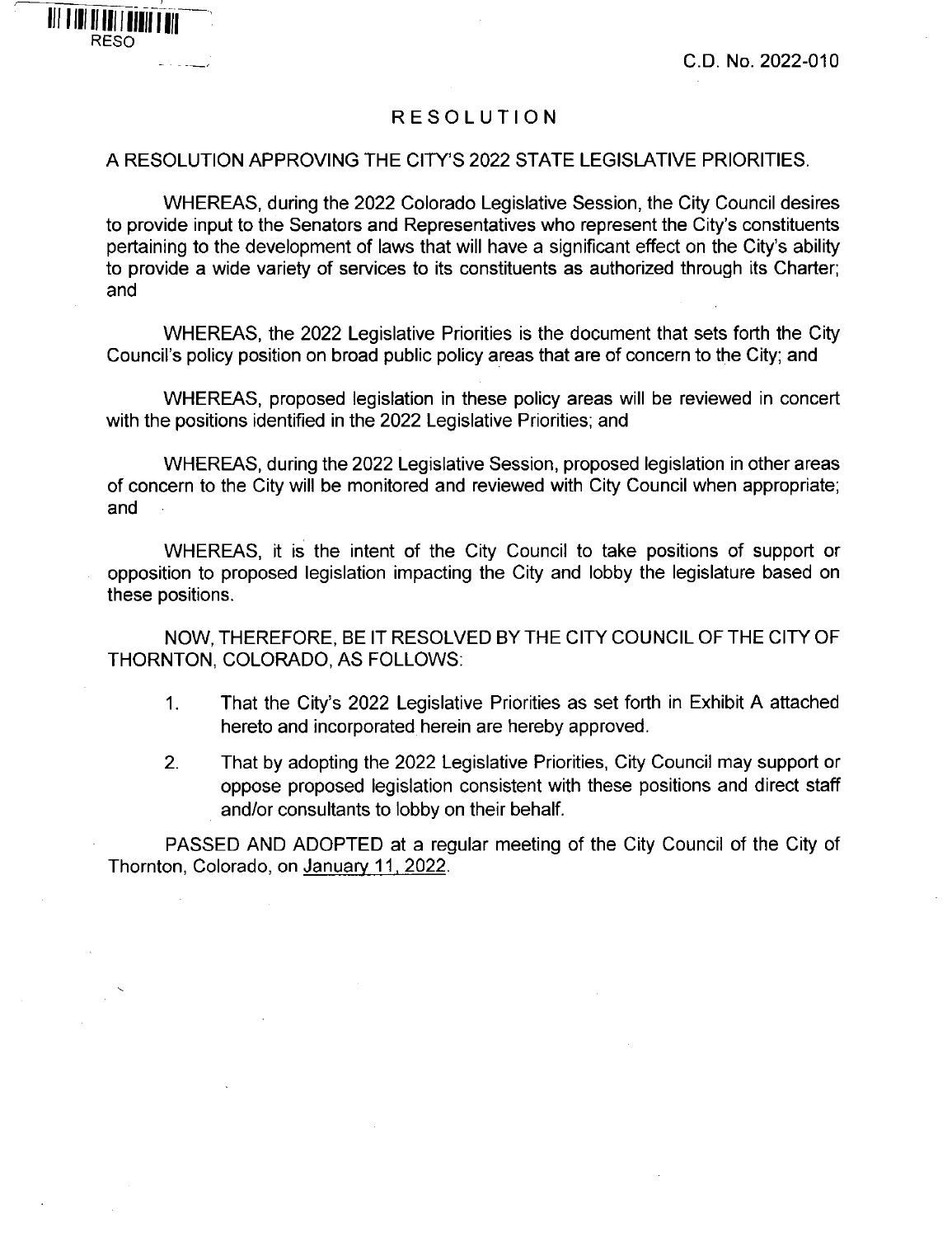RESO

C.D. No. 2022-010

# RESOLUTION

A RESOLUTION APPROVING THE CITY'S 2022 STATE LEGISLATIVE PRIORITIES.

WHEREAS, during the 2022 Colorado Legislative Session, the City Council desires to provide input to the Senators and Representatives who represent the City's constituents pertaining to the development of laws that will have a significant effect on the City's ability to provide a wide variety of services to its constituents as authorized through its Charter; and

WHEREAS, the 2022 Legislative Priorities is the document that sets forth the City Council's policy position on broad public policy areas that are of concern to the City; and

WHEREAS, proposed legislation in these policy areas will be reviewed in concert with the positions identified in the 2022 Legislative Priorities; and

WHEREAS, during the 2022 Legislative Session, proposed legislation in other areas of concern to the City will be monitored and reviewed with City Council when appropriate; and

WHEREAS, it is the intent of the City Council to take positions of support or opposition to proposed legislation impacting the City and lobby the legislature based on these positions.

NOW, THEREFORE, BE IT RESOLVED BY THE CITY COUNCIL OF THE CITY OF THORNTON, COLORADO, AS FOLLOWS:

1. That the City's 2022 Legislative Priorities as set forth in Exhibit A attached hereto and incorporated herein are hereby approved.
2. That by adopting the 2022 Legislative Priorities, City Council may support or oppose proposed legislation consistent with these positions and direct staff and/or consultants to lobby on their behalf.

PASSED AND ADOPTED at a regular meeting of the City Council of the City of Thornton, Colorado, on January 11, 2022.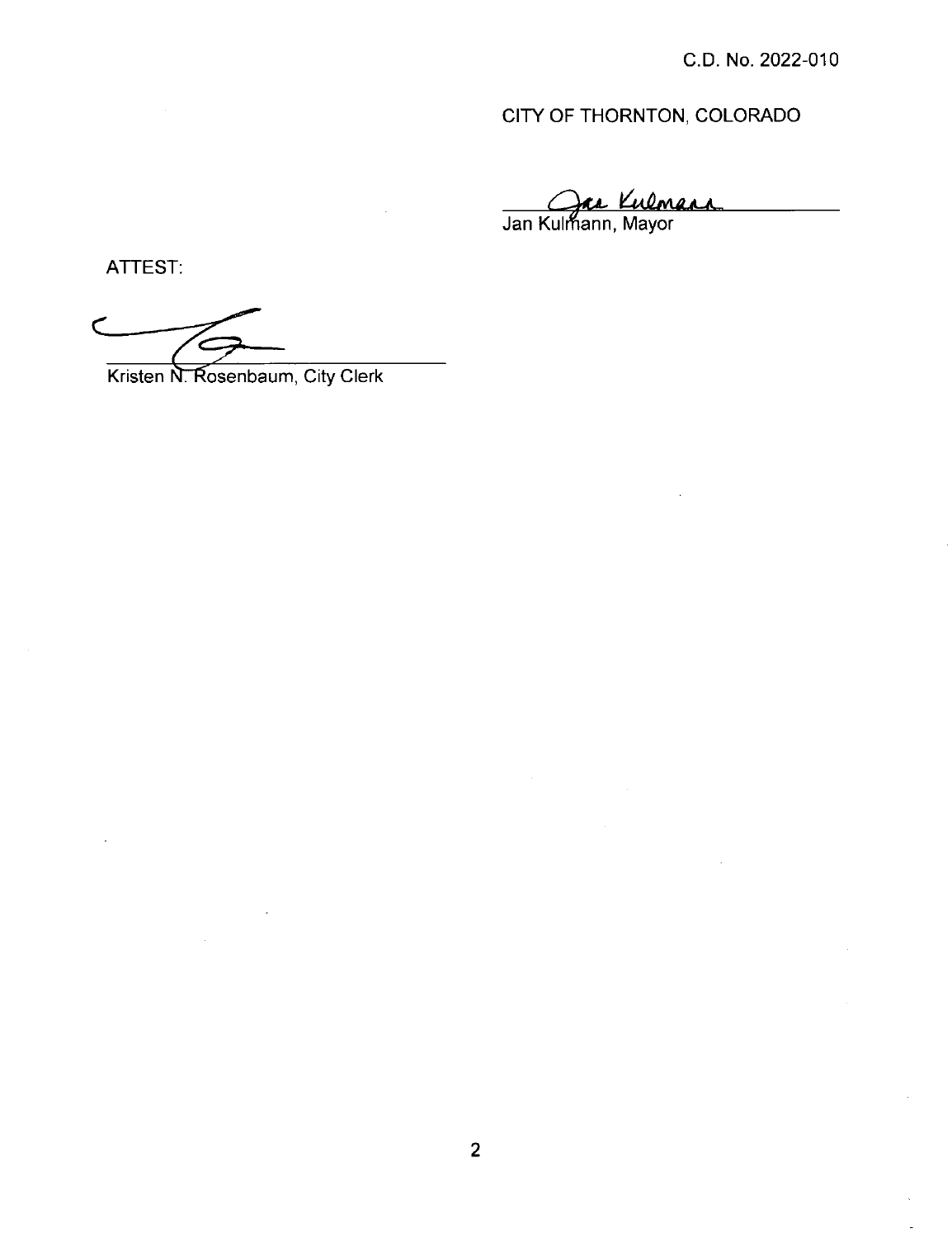C.D. No. 2022-010

CITY OF THORNTON, COLORADO

Jan Kulmann

Jan Kulmann, Mayor

ATTEST:

Kristen N. Rosenbaum, City Clerk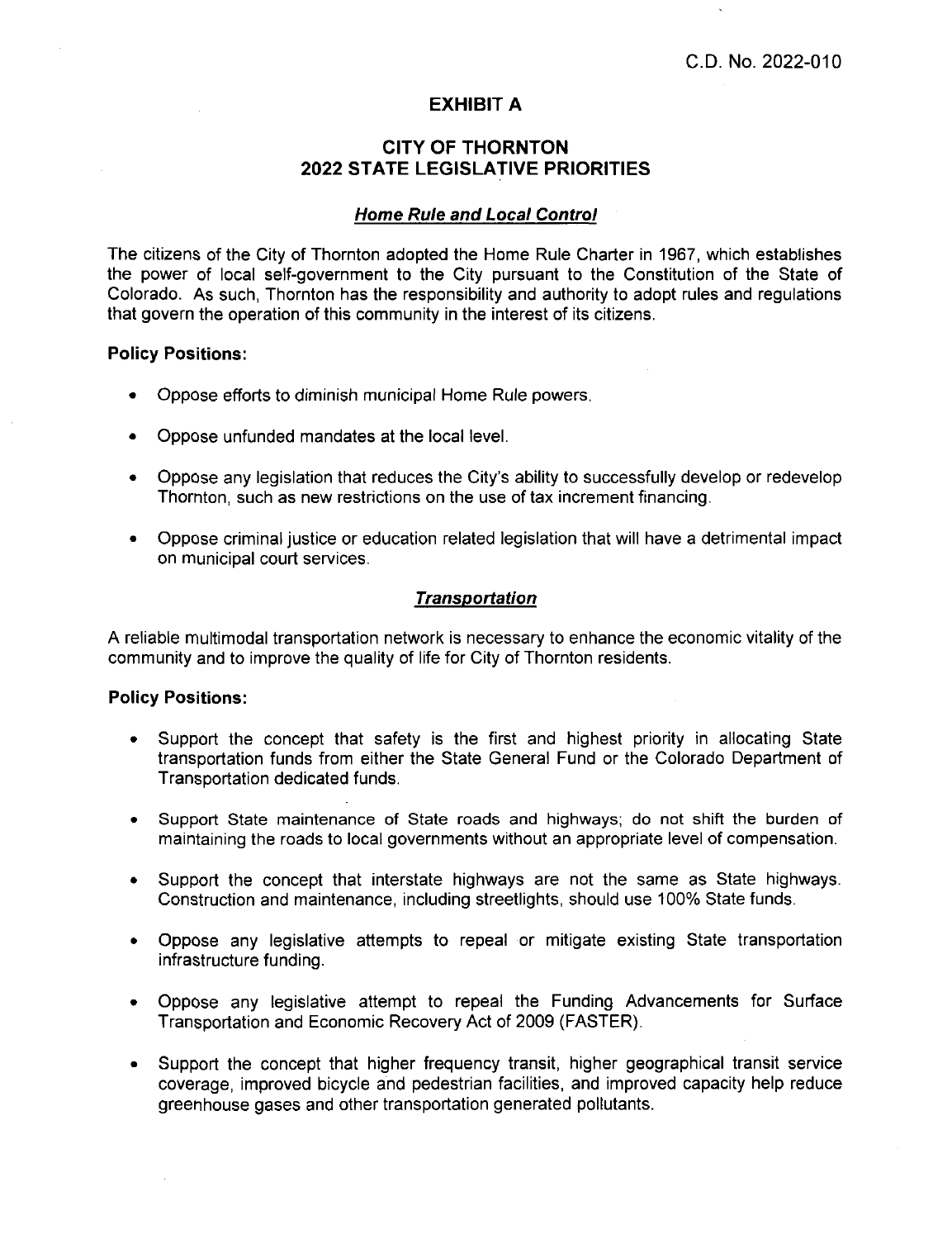C.D. No. 2022-010

# EXHIBIT A

# CITY OF THORNTON 2022 STATE LEGISLATIVE PRIORITIES

## ***Home Rule and Local Control***

The citizens of the City of Thornton adopted the Home Rule Charter in 1967, which establishes the power of local self-government to the City pursuant to the Constitution of the State of Colorado. As such, Thornton has the responsibility and authority to adopt rules and regulations that govern the operation of this community in the interest of its citizens.

**Policy Positions:**

- Oppose efforts to diminish municipal Home Rule powers.
- Oppose unfunded mandates at the local level.
- Oppose any legislation that reduces the City's ability to successfully develop or redevelop Thornton, such as new restrictions on the use of tax increment financing.
- Oppose criminal justice or education related legislation that will have a detrimental impact on municipal court services.

## ***Transportation***

A reliable multimodal transportation network is necessary to enhance the economic vitality of the community and to improve the quality of life for City of Thornton residents.

**Policy Positions:**

- Support the concept that safety is the first and highest priority in allocating State transportation funds from either the State General Fund or the Colorado Department of Transportation dedicated funds.
- Support State maintenance of State roads and highways; do not shift the burden of maintaining the roads to local governments without an appropriate level of compensation.
- Support the concept that interstate highways are not the same as State highways. Construction and maintenance, including streetlights, should use 100% State funds.
- Oppose any legislative attempts to repeal or mitigate existing State transportation infrastructure funding.
- Oppose any legislative attempt to repeal the Funding Advancements for Surface Transportation and Economic Recovery Act of 2009 (FASTER).
- Support the concept that higher frequency transit, higher geographical transit service coverage, improved bicycle and pedestrian facilities, and improved capacity help reduce greenhouse gases and other transportation generated pollutants.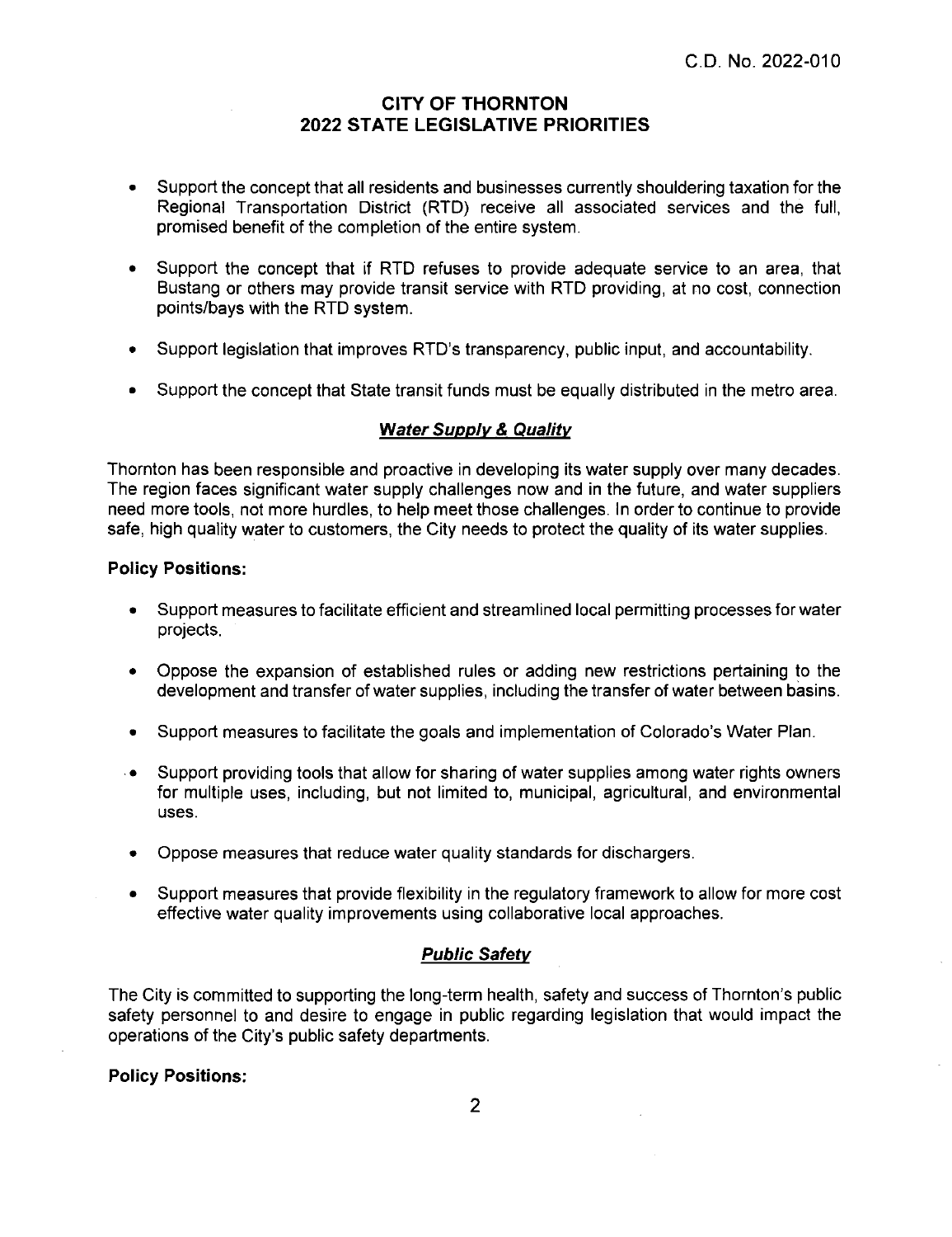C.D. No. 2022-010

# CITY OF THORNTON
# 2022 STATE LEGISLATIVE PRIORITIES

- Support the concept that all residents and businesses currently shouldering taxation for the Regional Transportation District (RTD) receive all associated services and the full, promised benefit of the completion of the entire system.
- Support the concept that if RTD refuses to provide adequate service to an area, that Bustang or others may provide transit service with RTD providing, at no cost, connection points/bays with the RTD system.
- Support legislation that improves RTD's transparency, public input, and accountability.
- Support the concept that State transit funds must be equally distributed in the metro area.

## ***Water Supply & Quality***

Thornton has been responsible and proactive in developing its water supply over many decades. The region faces significant water supply challenges now and in the future, and water suppliers need more tools, not more hurdles, to help meet those challenges. In order to continue to provide safe, high quality water to customers, the City needs to protect the quality of its water supplies.

**Policy Positions:**

- Support measures to facilitate efficient and streamlined local permitting processes for water projects.
- Oppose the expansion of established rules or adding new restrictions pertaining to the development and transfer of water supplies, including the transfer of water between basins.
- Support measures to facilitate the goals and implementation of Colorado's Water Plan.
- Support providing tools that allow for sharing of water supplies among water rights owners for multiple uses, including, but not limited to, municipal, agricultural, and environmental uses.
- Oppose measures that reduce water quality standards for dischargers.
- Support measures that provide flexibility in the regulatory framework to allow for more cost effective water quality improvements using collaborative local approaches.

## ***Public Safety***

The City is committed to supporting the long-term health, safety and success of Thornton's public safety personnel to and desire to engage in public regarding legislation that would impact the operations of the City's public safety departments.

**Policy Positions:**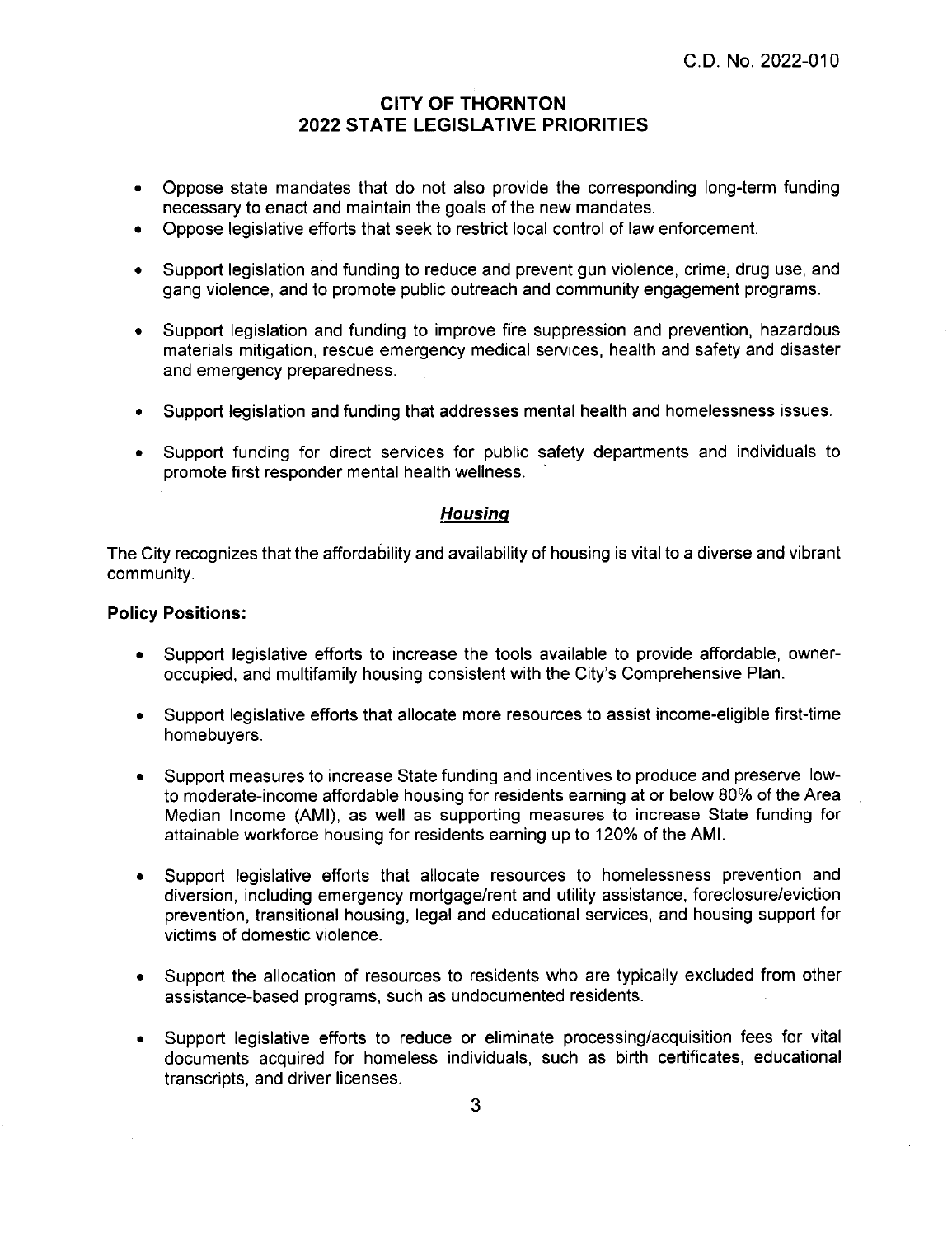C.D. No. 2022-010

# CITY OF THORNTON
# 2022 STATE LEGISLATIVE PRIORITIES

- Oppose state mandates that do not also provide the corresponding long-term funding necessary to enact and maintain the goals of the new mandates.
- Oppose legislative efforts that seek to restrict local control of law enforcement.
- Support legislation and funding to reduce and prevent gun violence, crime, drug use, and gang violence, and to promote public outreach and community engagement programs.
- Support legislation and funding to improve fire suppression and prevention, hazardous materials mitigation, rescue emergency medical services, health and safety and disaster and emergency preparedness.
- Support legislation and funding that addresses mental health and homelessness issues.
- Support funding for direct services for public safety departments and individuals to promote first responder mental health wellness.

## ***Housing***

The City recognizes that the affordability and availability of housing is vital to a diverse and vibrant community.

**Policy Positions:**

- Support legislative efforts to increase the tools available to provide affordable, owner-occupied, and multifamily housing consistent with the City's Comprehensive Plan.
- Support legislative efforts that allocate more resources to assist income-eligible first-time homebuyers.
- Support measures to increase State funding and incentives to produce and preserve low-to moderate-income affordable housing for residents earning at or below 80% of the Area Median Income (AMI), as well as supporting measures to increase State funding for attainable workforce housing for residents earning up to 120% of the AMI.
- Support legislative efforts that allocate resources to homelessness prevention and diversion, including emergency mortgage/rent and utility assistance, foreclosure/eviction prevention, transitional housing, legal and educational services, and housing support for victims of domestic violence.
- Support the allocation of resources to residents who are typically excluded from other assistance-based programs, such as undocumented residents.
- Support legislative efforts to reduce or eliminate processing/acquisition fees for vital documents acquired for homeless individuals, such as birth certificates, educational transcripts, and driver licenses.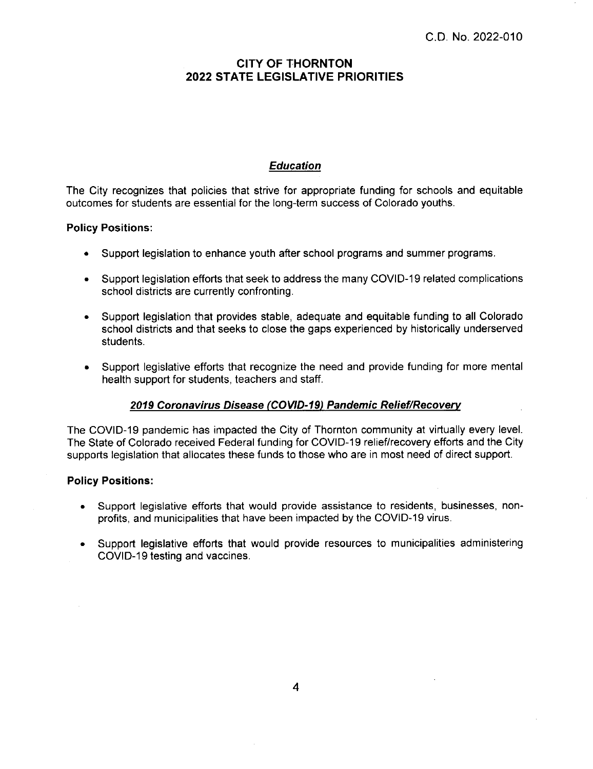C.D. No. 2022-010

## CITY OF THORNTON
## 2022 STATE LEGISLATIVE PRIORITIES

### ***Education***

The City recognizes that policies that strive for appropriate funding for schools and equitable outcomes for students are essential for the long-term success of Colorado youths.

**Policy Positions:**

- Support legislation to enhance youth after school programs and summer programs.
- Support legislation efforts that seek to address the many COVID-19 related complications school districts are currently confronting.
- Support legislation that provides stable, adequate and equitable funding to all Colorado school districts and that seeks to close the gaps experienced by historically underserved students.
- Support legislative efforts that recognize the need and provide funding for more mental health support for students, teachers and staff.

### ***2019 Coronavirus Disease (COVID-19) Pandemic Relief/Recovery***

The COVID-19 pandemic has impacted the City of Thornton community at virtually every level. The State of Colorado received Federal funding for COVID-19 relief/recovery efforts and the City supports legislation that allocates these funds to those who are in most need of direct support.

**Policy Positions:**

- Support legislative efforts that would provide assistance to residents, businesses, non-profits, and municipalities that have been impacted by the COVID-19 virus.
- Support legislative efforts that would provide resources to municipalities administering COVID-19 testing and vaccines.